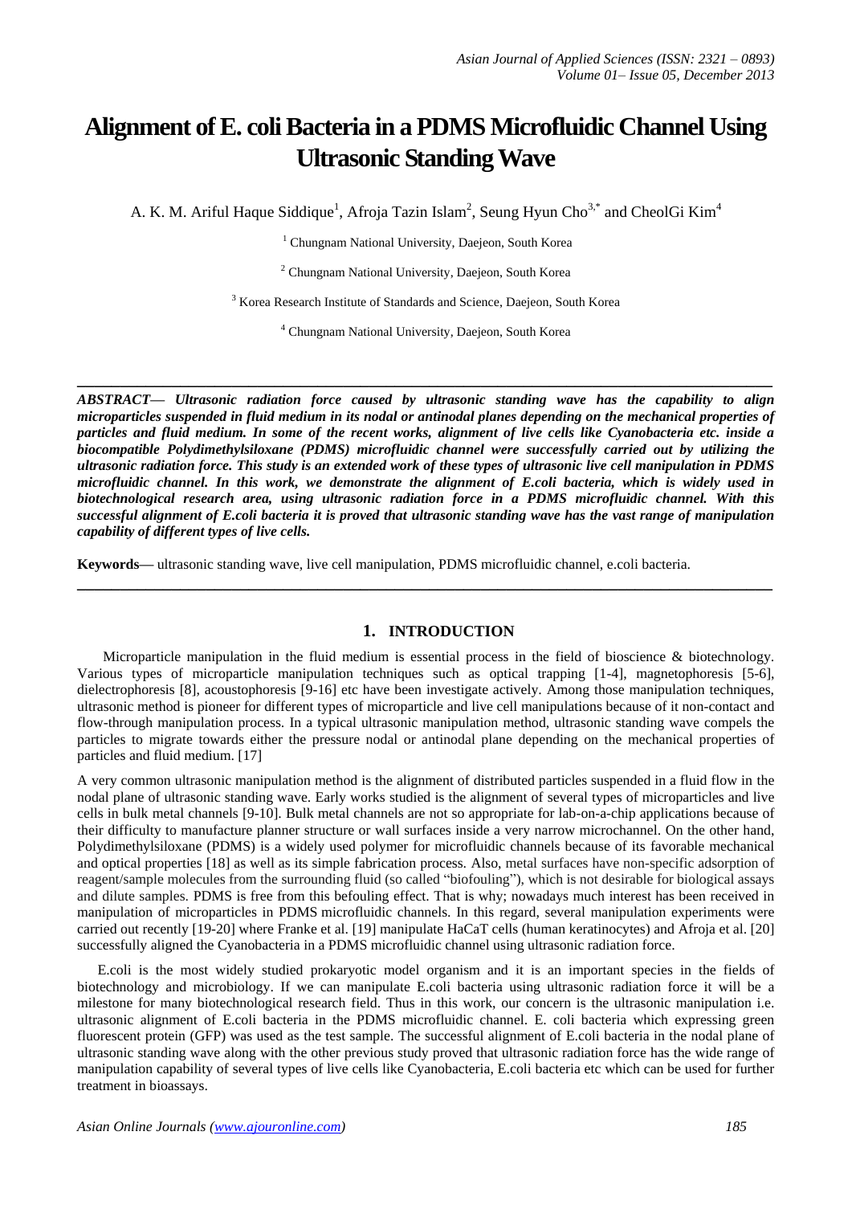# Alignment of E. coli Bacteria in a PDMS Microfluidic Channel Using Ultrasonic Standing Wave

A. K. M. Ariful Haque Siddique[1], Afroja Tazin Islam[2], Seung Hyun Cho[3,*] and CheolGi Kim[4]

[1] Chungnam National University, Daejeon, South Korea

[2] Chungnam National University, Daejeon, South Korea

[3] Korea Research Institute of Standards and Science, Daejeon, South Korea

[4] Chungnam National University, Daejeon, South Korea

---

***ABSTRACT— Ultrasonic radiation force caused by ultrasonic standing wave has the capability to align microparticles suspended in fluid medium in its nodal or antinodal planes depending on the mechanical properties of particles and fluid medium. In some of the recent works, alignment of live cells like Cyanobacteria etc. inside a biocompatible Polydimethylsiloxane (PDMS) microfluidic channel were successfully carried out by utilizing the ultrasonic radiation force. This study is an extended work of these types of ultrasonic live cell manipulation in PDMS microfluidic channel. In this work, we demonstrate the alignment of E.coli bacteria, which is widely used in biotechnological research area, using ultrasonic radiation force in a PDMS microfluidic channel. With this successful alignment of E.coli bacteria it is proved that ultrasonic standing wave has the vast range of manipulation capability of different types of live cells.***

**Keywords—** ultrasonic standing wave, live cell manipulation, PDMS microfluidic channel, e.coli bacteria.

---

## 1. INTRODUCTION

Microparticle manipulation in the fluid medium is essential process in the field of bioscience & biotechnology. Various types of microparticle manipulation techniques such as optical trapping [1-4], magnetophoresis [5-6], dielectrophoresis [8], acoustophoresis [9-16] etc have been investigate actively. Among those manipulation techniques, ultrasonic method is pioneer for different types of microparticle and live cell manipulations because of it non-contact and flow-through manipulation process. In a typical ultrasonic manipulation method, ultrasonic standing wave compels the particles to migrate towards either the pressure nodal or antinodal plane depending on the mechanical properties of particles and fluid medium. [17]

A very common ultrasonic manipulation method is the alignment of distributed particles suspended in a fluid flow in the nodal plane of ultrasonic standing wave. Early works studied is the alignment of several types of microparticles and live cells in bulk metal channels [9-10]. Bulk metal channels are not so appropriate for lab-on-a-chip applications because of their difficulty to manufacture planner structure or wall surfaces inside a very narrow microchannel. On the other hand, Polydimethylsiloxane (PDMS) is a widely used polymer for microfluidic channels because of its favorable mechanical and optical properties [18] as well as its simple fabrication process. Also, metal surfaces have non-specific adsorption of reagent/sample molecules from the surrounding fluid (so called "biofouling"), which is not desirable for biological assays and dilute samples. PDMS is free from this befouling effect. That is why; nowadays much interest has been received in manipulation of microparticles in PDMS microfluidic channels. In this regard, several manipulation experiments were carried out recently [19-20] where Franke et al. [19] manipulate HaCaT cells (human keratinocytes) and Afroja et al. [20] successfully aligned the Cyanobacteria in a PDMS microfluidic channel using ultrasonic radiation force.

E.coli is the most widely studied prokaryotic model organism and it is an important species in the fields of biotechnology and microbiology. If we can manipulate E.coli bacteria using ultrasonic radiation force it will be a milestone for many biotechnological research field. Thus in this work, our concern is the ultrasonic manipulation i.e. ultrasonic alignment of E.coli bacteria in the PDMS microfluidic channel. E. coli bacteria which expressing green fluorescent protein (GFP) was used as the test sample. The successful alignment of E.coli bacteria in the nodal plane of ultrasonic standing wave along with the other previous study proved that ultrasonic radiation force has the wide range of manipulation capability of several types of live cells like Cyanobacteria, E.coli bacteria etc which can be used for further treatment in bioassays.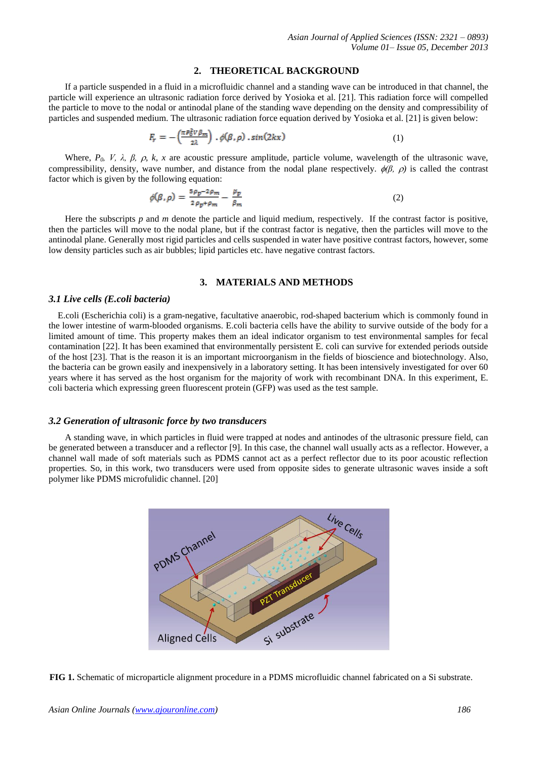## 2. THEORETICAL BACKGROUND

If a particle suspended in a fluid in a microfluidic channel and a standing wave can be introduced in that channel, the particle will experience an ultrasonic radiation force derived by Yosioka et al. [21]. This radiation force will compelled the particle to move to the nodal or antinodal plane of the standing wave depending on the density and compressibility of particles and suspended medium. The ultrasonic radiation force equation derived by Yosioka et al. [21] is given below:

$$F_r = -\left(\frac{\pi P_0^2 V \beta_m}{2\lambda}\right) . \phi(\beta, \rho) . sin(2kx) \quad (1)$$

Where, $P_0$, $V$, $\lambda$, $\beta$, $\rho$, $k$, $x$ are acoustic pressure amplitude, particle volume, wavelength of the ultrasonic wave, compressibility, density, wave number, and distance from the nodal plane respectively. $\phi(\beta, \rho)$ is called the contrast factor which is given by the following equation:

$$\phi(\beta, \rho) = \frac{5\rho_p - 2\rho_m}{2\rho_p + \rho_m} - \frac{\beta_p}{\beta_m} \quad (2)$$

Here the subscripts $p$ and $m$ denote the particle and liquid medium, respectively. If the contrast factor is positive, then the particles will move to the nodal plane, but if the contrast factor is negative, then the particles will move to the antinodal plane. Generally most rigid particles and cells suspended in water have positive contrast factors, however, some low density particles such as air bubbles; lipid particles etc. have negative contrast factors.

## 3. MATERIALS AND METHODS

### *3.1 Live cells (E.coli bacteria)*

E.coli (Escherichia coli) is a gram-negative, facultative anaerobic, rod-shaped bacterium which is commonly found in the lower intestine of warm-blooded organisms. E.coli bacteria cells have the ability to survive outside of the body for a limited amount of time. This property makes them an ideal indicator organism to test environmental samples for fecal contamination [22]. It has been examined that environmentally persistent E. coli can survive for extended periods outside of the host [23]. That is the reason it is an important microorganism in the fields of bioscience and biotechnology. Also, the bacteria can be grown easily and inexpensively in a laboratory setting. It has been intensively investigated for over 60 years where it has served as the host organism for the majority of work with recombinant DNA. In this experiment, E. coli bacteria which expressing green fluorescent protein (GFP) was used as the test sample.

### *3.2 Generation of ultrasonic force by two transducers*

A standing wave, in which particles in fluid were trapped at nodes and antinodes of the ultrasonic pressure field, can be generated between a transducer and a reflector [9]. In this case, the channel wall usually acts as a reflector. However, a channel wall made of soft materials such as PDMS cannot act as a perfect reflector due to its poor acoustic reflection properties. So, in this work, two transducers were used from opposite sides to generate ultrasonic waves inside a soft polymer like PDMS microfulidic channel. [20]

**FIG 1.** Schematic of microparticle alignment procedure in a PDMS microfluidic channel fabricated on a Si substrate.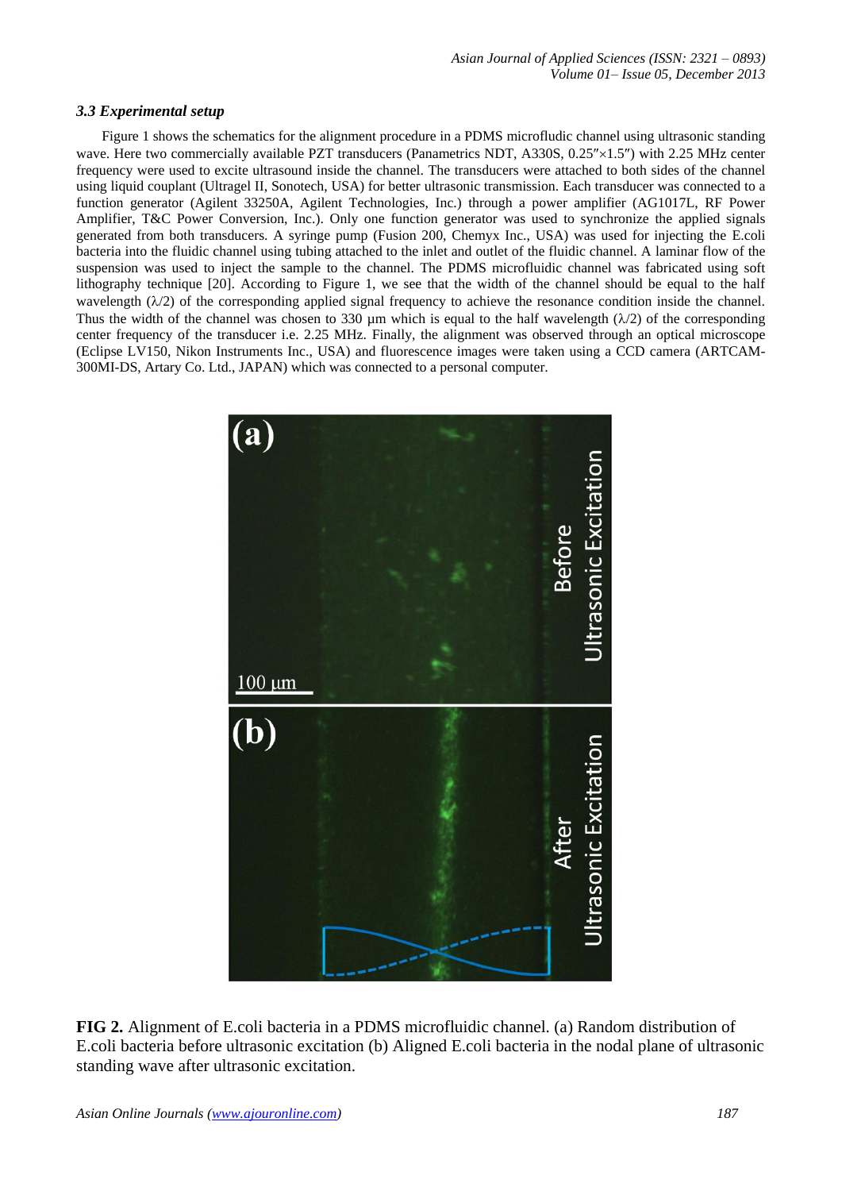### 3.3 Experimental setup

Figure 1 shows the schematics for the alignment procedure in a PDMS microfludic channel using ultrasonic standing wave. Here two commercially available PZT transducers (Panametrics NDT, A330S, 0.25″×1.5″) with 2.25 MHz center frequency were used to excite ultrasound inside the channel. The transducers were attached to both sides of the channel using liquid couplant (Ultragel II, Sonotech, USA) for better ultrasonic transmission. Each transducer was connected to a function generator (Agilent 33250A, Agilent Technologies, Inc.) through a power amplifier (AG1017L, RF Power Amplifier, T&C Power Conversion, Inc.). Only one function generator was used to synchronize the applied signals generated from both transducers. A syringe pump (Fusion 200, Chemyx Inc., USA) was used for injecting the E.coli bacteria into the fluidic channel using tubing attached to the inlet and outlet of the fluidic channel. A laminar flow of the suspension was used to inject the sample to the channel. The PDMS microfluidic channel was fabricated using soft lithography technique [20]. According to Figure 1, we see that the width of the channel should be equal to the half wavelength ($\lambda/2$) of the corresponding applied signal frequency to achieve the resonance condition inside the channel. Thus the width of the channel was chosen to 330 µm which is equal to the half wavelength ($\lambda/2$) of the corresponding center frequency of the transducer i.e. 2.25 MHz. Finally, the alignment was observed through an optical microscope (Eclipse LV150, Nikon Instruments Inc., USA) and fluorescence images were taken using a CCD camera (ARTCAM-300MI-DS, Artary Co. Ltd., JAPAN) which was connected to a personal computer.

**FIG 2.** Alignment of E.coli bacteria in a PDMS microfluidic channel. (a) Random distribution of E.coli bacteria before ultrasonic excitation (b) Aligned E.coli bacteria in the nodal plane of ultrasonic standing wave after ultrasonic excitation.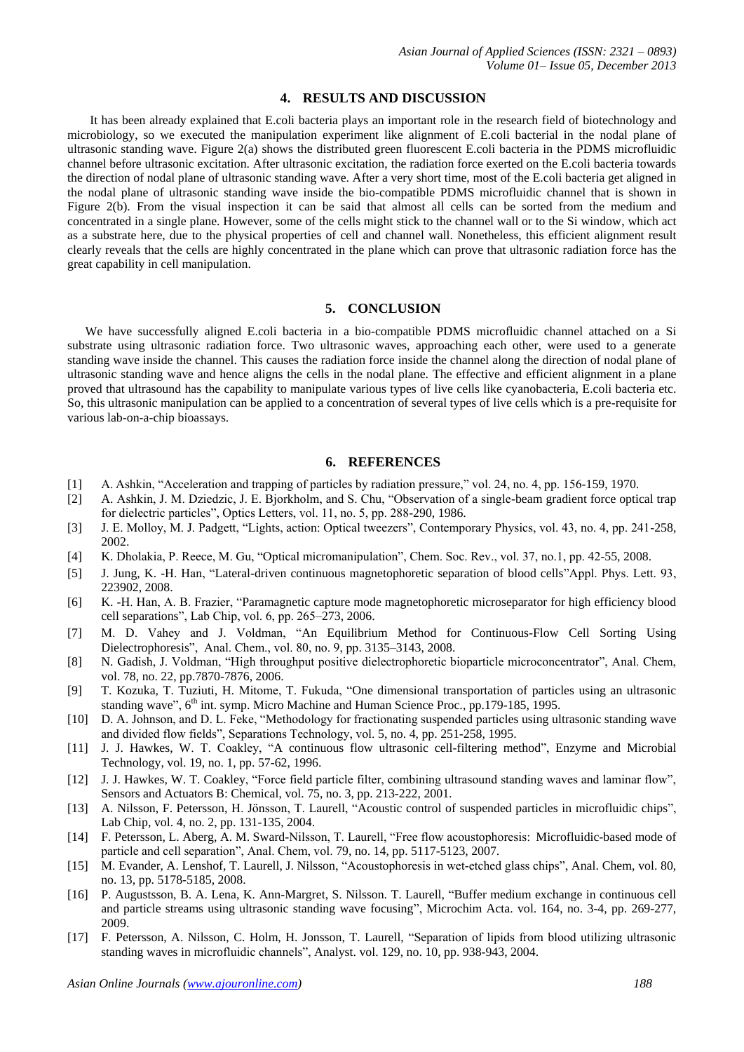## 4. RESULTS AND DISCUSSION

It has been already explained that E.coli bacteria plays an important role in the research field of biotechnology and microbiology, so we executed the manipulation experiment like alignment of E.coli bacterial in the nodal plane of ultrasonic standing wave. Figure 2(a) shows the distributed green fluorescent E.coli bacteria in the PDMS microfluidic channel before ultrasonic excitation. After ultrasonic excitation, the radiation force exerted on the E.coli bacteria towards the direction of nodal plane of ultrasonic standing wave. After a very short time, most of the E.coli bacteria get aligned in the nodal plane of ultrasonic standing wave inside the bio-compatible PDMS microfluidic channel that is shown in Figure 2(b). From the visual inspection it can be said that almost all cells can be sorted from the medium and concentrated in a single plane. However, some of the cells might stick to the channel wall or to the Si window, which act as a substrate here, due to the physical properties of cell and channel wall. Nonetheless, this efficient alignment result clearly reveals that the cells are highly concentrated in the plane which can prove that ultrasonic radiation force has the great capability in cell manipulation.

## 5. CONCLUSION

We have successfully aligned E.coli bacteria in a bio-compatible PDMS microfluidic channel attached on a Si substrate using ultrasonic radiation force. Two ultrasonic waves, approaching each other, were used to a generate standing wave inside the channel. This causes the radiation force inside the channel along the direction of nodal plane of ultrasonic standing wave and hence aligns the cells in the nodal plane. The effective and efficient alignment in a plane proved that ultrasound has the capability to manipulate various types of live cells like cyanobacteria, E.coli bacteria etc. So, this ultrasonic manipulation can be applied to a concentration of several types of live cells which is a pre-requisite for various lab-on-a-chip bioassays.

## 6. REFERENCES

[1] A. Ashkin, "Acceleration and trapping of particles by radiation pressure," vol. 24, no. 4, pp. 156-159, 1970.

[2] A. Ashkin, J. M. Dziedzic, J. E. Bjorkholm, and S. Chu, "Observation of a single-beam gradient force optical trap for dielectric particles", Optics Letters, vol. 11, no. 5, pp. 288-290, 1986.

[3] J. E. Molloy, M. J. Padgett, "Lights, action: Optical tweezers", Contemporary Physics, vol. 43, no. 4, pp. 241-258, 2002.

[4] K. Dholakia, P. Reece, M. Gu, "Optical micromanipulation", Chem. Soc. Rev., vol. 37, no.1, pp. 42-55, 2008.

[5] J. Jung, K. -H. Han, "Lateral-driven continuous magnetophoretic separation of blood cells"Appl. Phys. Lett. 93, 223902, 2008.

[6] K. -H. Han, A. B. Frazier, "Paramagnetic capture mode magnetophoretic microseparator for high efficiency blood cell separations", Lab Chip, vol. 6, pp. 265–273, 2006.

[7] M. D. Vahey and J. Voldman, "An Equilibrium Method for Continuous-Flow Cell Sorting Using Dielectrophoresis", Anal. Chem., vol. 80, no. 9, pp. 3135–3143, 2008.

[8] N. Gadish, J. Voldman, "High throughput positive dielectrophoretic bioparticle microconcentrator", Anal. Chem, vol. 78, no. 22, pp.7870-7876, 2006.

[9] T. Kozuka, T. Tuziuti, H. Mitome, T. Fukuda, "One dimensional transportation of particles using an ultrasonic standing wave", 6th int. symp. Micro Machine and Human Science Proc., pp.179-185, 1995.

[10] D. A. Johnson, and D. L. Feke, "Methodology for fractionating suspended particles using ultrasonic standing wave and divided flow fields", Separations Technology, vol. 5, no. 4, pp. 251-258, 1995.

[11] J. J. Hawkes, W. T. Coakley, "A continuous flow ultrasonic cell-filtering method", Enzyme and Microbial Technology, vol. 19, no. 1, pp. 57-62, 1996.

[12] J. J. Hawkes, W. T. Coakley, "Force field particle filter, combining ultrasound standing waves and laminar flow", Sensors and Actuators B: Chemical, vol. 75, no. 3, pp. 213-222, 2001.

[13] A. Nilsson, F. Petersson, H. Jönsson, T. Laurell, "Acoustic control of suspended particles in microfluidic chips", Lab Chip, vol. 4, no. 2, pp. 131-135, 2004.

[14] F. Petersson, L. Aberg, A. M. Sward-Nilsson, T. Laurell, "Free flow acoustophoresis: Microfluidic-based mode of particle and cell separation", Anal. Chem, vol. 79, no. 14, pp. 5117-5123, 2007.

[15] M. Evander, A. Lenshof, T. Laurell, J. Nilsson, "Acoustophoresis in wet-etched glass chips", Anal. Chem, vol. 80, no. 13, pp. 5178-5185, 2008.

[16] P. Augustsson, B. A. Lena, K. Ann-Margret, S. Nilsson. T. Laurell, "Buffer medium exchange in continuous cell and particle streams using ultrasonic standing wave focusing", Microchim Acta. vol. 164, no. 3-4, pp. 269-277, 2009.

[17] F. Petersson, A. Nilsson, C. Holm, H. Jonsson, T. Laurell, "Separation of lipids from blood utilizing ultrasonic standing waves in microfluidic channels", Analyst. vol. 129, no. 10, pp. 938-943, 2004.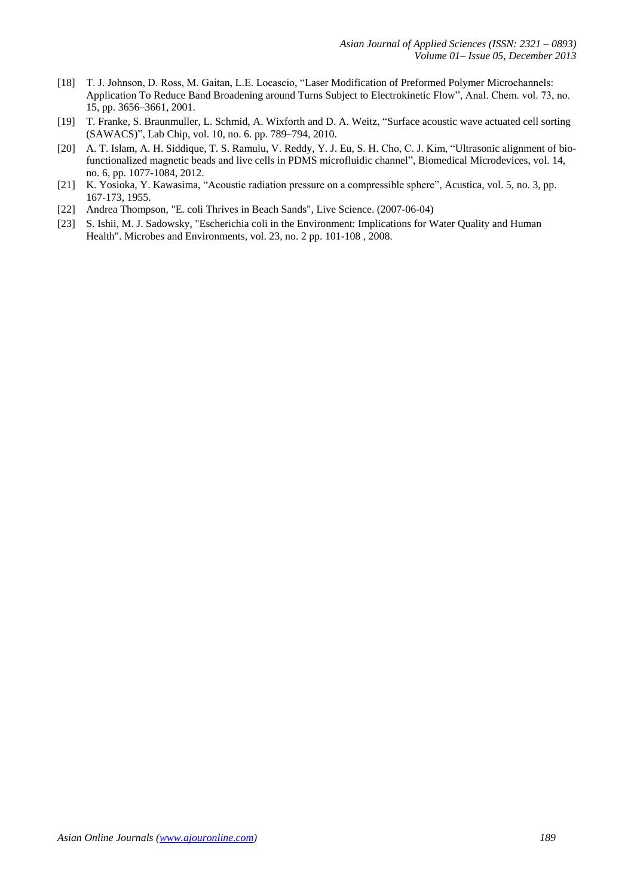[18] T. J. Johnson, D. Ross, M. Gaitan, L.E. Locascio, "Laser Modification of Preformed Polymer Microchannels: Application To Reduce Band Broadening around Turns Subject to Electrokinetic Flow", Anal. Chem. vol. 73, no. 15, pp. 3656–3661, 2001.

[19] T. Franke, S. Braunmuller, L. Schmid, A. Wixforth and D. A. Weitz, "Surface acoustic wave actuated cell sorting (SAWACS)", Lab Chip, vol. 10, no. 6. pp. 789–794, 2010.

[20] A. T. Islam, A. H. Siddique, T. S. Ramulu, V. Reddy, Y. J. Eu, S. H. Cho, C. J. Kim, "Ultrasonic alignment of bio-functionalized magnetic beads and live cells in PDMS microfluidic channel", Biomedical Microdevices, vol. 14, no. 6, pp. 1077-1084, 2012.

[21] K. Yosioka, Y. Kawasima, "Acoustic radiation pressure on a compressible sphere", Acustica, vol. 5, no. 3, pp. 167-173, 1955.

[22] Andrea Thompson, "E. coli Thrives in Beach Sands", Live Science. (2007-06-04)

[23] S. Ishii, M. J. Sadowsky, "Escherichia coli in the Environment: Implications for Water Quality and Human Health". Microbes and Environments, vol. 23, no. 2 pp. 101-108 , 2008.